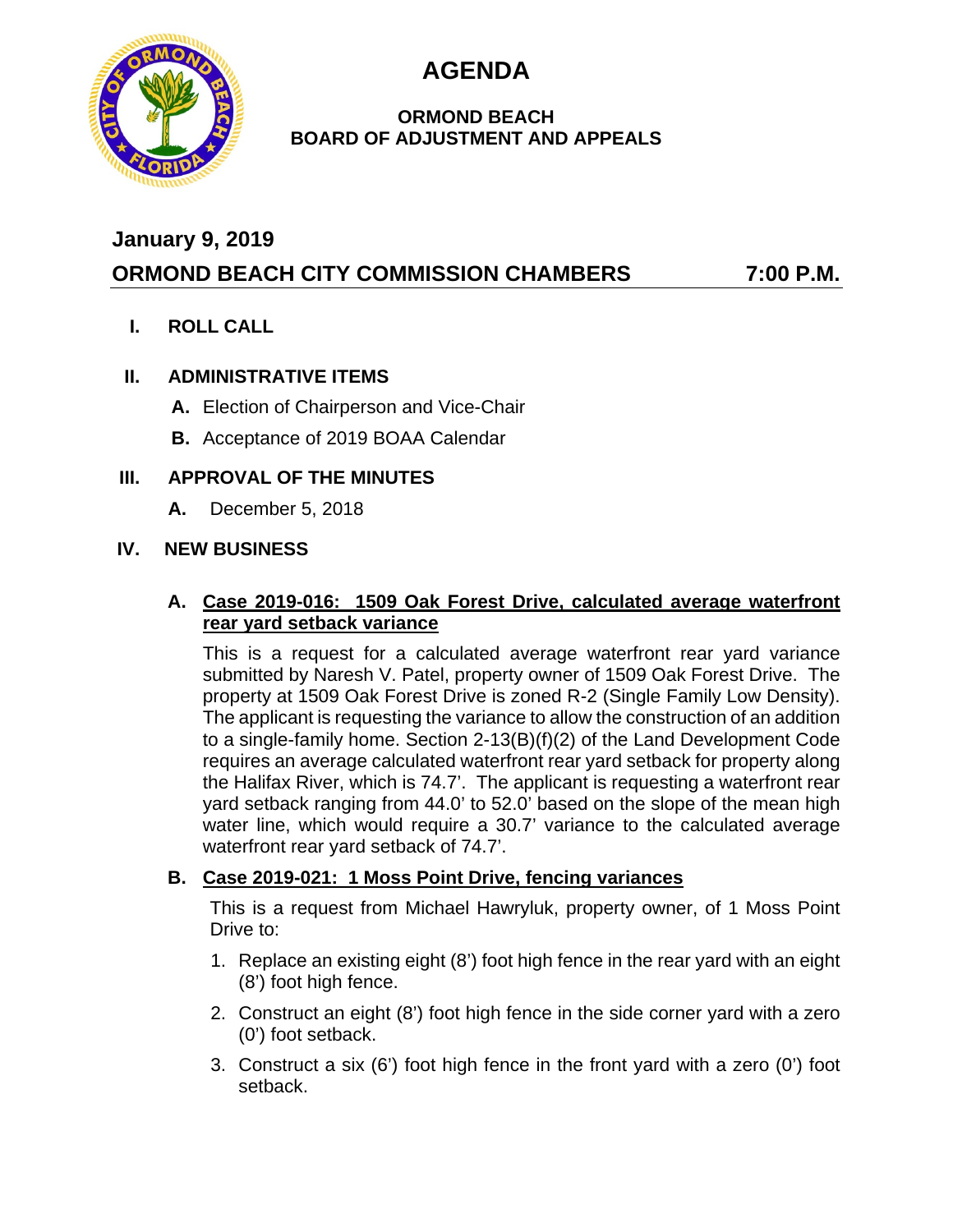# AGENDA

## ORMOND BEACH
## BOARD OF ADJUSTMENT AND APPEALS

**January 9, 2019**

**ORMOND BEACH CITY COMMISSION CHAMBERS 7:00 P.M.**

**I. ROLL CALL**

**II. ADMINISTRATIVE ITEMS**

**A.** Election of Chairperson and Vice-Chair

**B.** Acceptance of 2019 BOAA Calendar

**III. APPROVAL OF THE MINUTES**

**A.** December 5, 2018

**IV. NEW BUSINESS**

**A. Case 2019-016: 1509 Oak Forest Drive, calculated average waterfront rear yard setback variance**

This is a request for a calculated average waterfront rear yard variance submitted by Naresh V. Patel, property owner of 1509 Oak Forest Drive. The property at 1509 Oak Forest Drive is zoned R-2 (Single Family Low Density). The applicant is requesting the variance to allow the construction of an addition to a single-family home. Section 2-13(B)(f)(2) of the Land Development Code requires an average calculated waterfront rear yard setback for property along the Halifax River, which is 74.7'. The applicant is requesting a waterfront rear yard setback ranging from 44.0' to 52.0' based on the slope of the mean high water line, which would require a 30.7' variance to the calculated average waterfront rear yard setback of 74.7'.

**B. Case 2019-021: 1 Moss Point Drive, fencing variances**

This is a request from Michael Hawryluk, property owner, of 1 Moss Point Drive to:

1. Replace an existing eight (8') foot high fence in the rear yard with an eight (8') foot high fence.
2. Construct an eight (8') foot high fence in the side corner yard with a zero (0') foot setback.
3. Construct a six (6') foot high fence in the front yard with a zero (0') foot setback.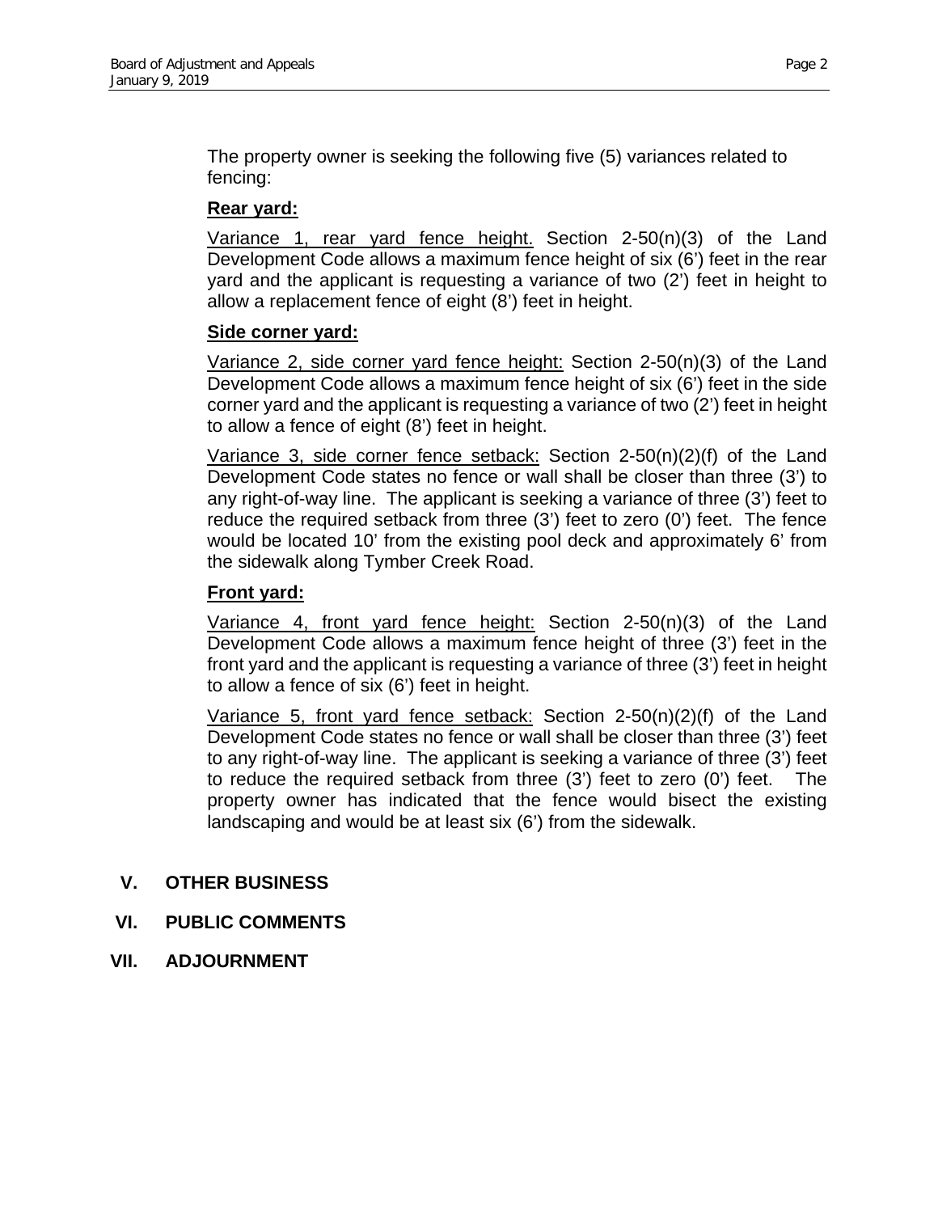The property owner is seeking the following five (5) variances related to fencing:

**Rear yard:**

Variance 1, rear yard fence height. Section 2-50(n)(3) of the Land Development Code allows a maximum fence height of six (6') feet in the rear yard and the applicant is requesting a variance of two (2') feet in height to allow a replacement fence of eight (8') feet in height.

**Side corner yard:**

Variance 2, side corner yard fence height: Section 2-50(n)(3) of the Land Development Code allows a maximum fence height of six (6') feet in the side corner yard and the applicant is requesting a variance of two (2') feet in height to allow a fence of eight (8') feet in height.

Variance 3, side corner fence setback: Section 2-50(n)(2)(f) of the Land Development Code states no fence or wall shall be closer than three (3') to any right-of-way line. The applicant is seeking a variance of three (3') feet to reduce the required setback from three (3') feet to zero (0') feet. The fence would be located 10' from the existing pool deck and approximately 6' from the sidewalk along Tymber Creek Road.

**Front yard:**

Variance 4, front yard fence height: Section 2-50(n)(3) of the Land Development Code allows a maximum fence height of three (3') feet in the front yard and the applicant is requesting a variance of three (3') feet in height to allow a fence of six (6') feet in height.

Variance 5, front yard fence setback: Section 2-50(n)(2)(f) of the Land Development Code states no fence or wall shall be closer than three (3') feet to any right-of-way line. The applicant is seeking a variance of three (3') feet to reduce the required setback from three (3') feet to zero (0') feet. The property owner has indicated that the fence would bisect the existing landscaping and would be at least six (6') from the sidewalk.

## V. OTHER BUSINESS

## VI. PUBLIC COMMENTS

## VII. ADJOURNMENT